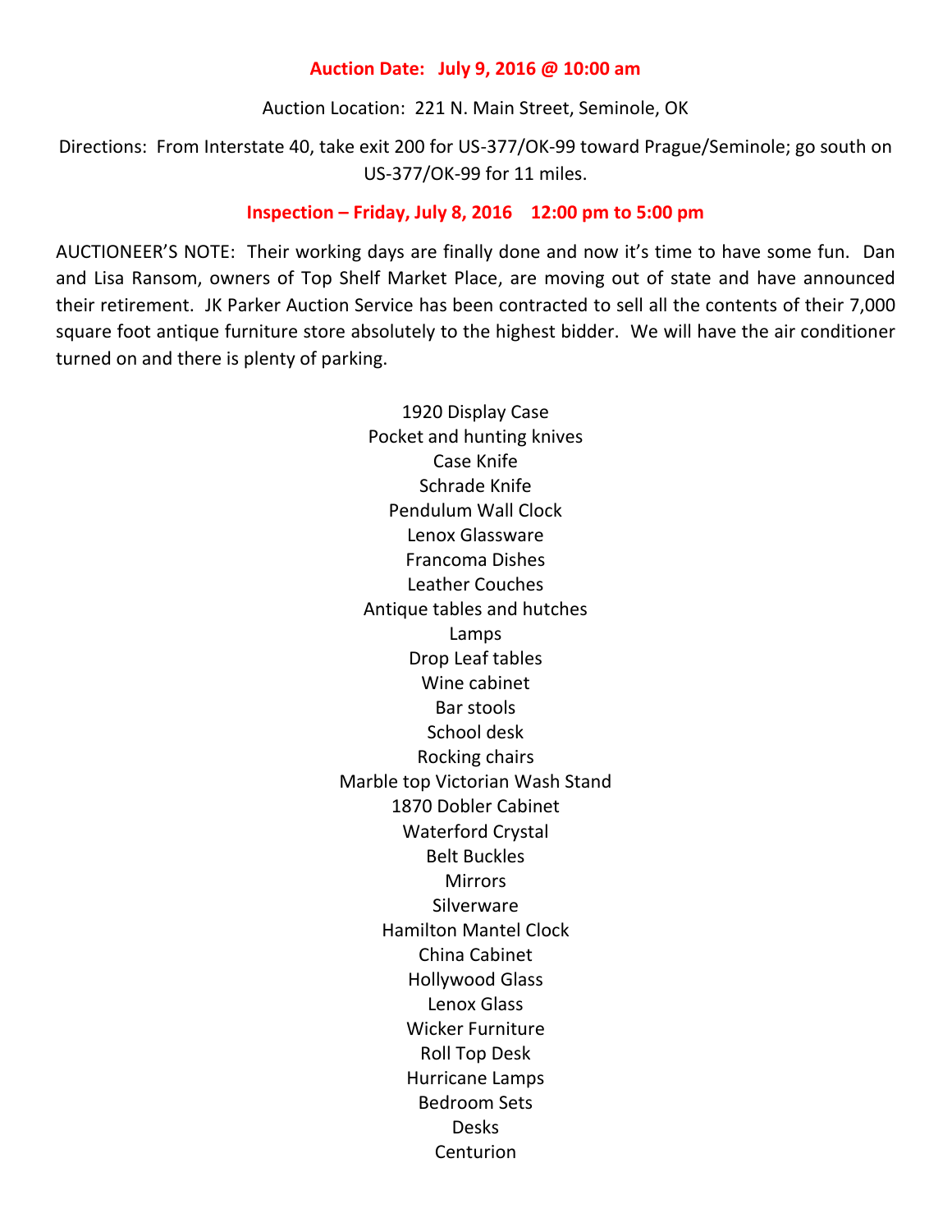**Auction Date: July 9, 2016 @ 10:00 am**

Auction Location: 221 N. Main Street, Seminole, OK

Directions: From Interstate 40, take exit 200 for US-377/OK-99 toward Prague/Seminole; go south on US-377/OK-99 for 11 miles.

**Inspection – Friday, July 8, 2016 12:00 pm to 5:00 pm**

AUCTIONEER'S NOTE: Their working days are finally done and now it's time to have some fun. Dan and Lisa Ransom, owners of Top Shelf Market Place, are moving out of state and have announced their retirement. JK Parker Auction Service has been contracted to sell all the contents of their 7,000 square foot antique furniture store absolutely to the highest bidder. We will have the air conditioner turned on and there is plenty of parking.

1920 Display Case
Pocket and hunting knives
Case Knife
Schrade Knife
Pendulum Wall Clock
Lenox Glassware
Francoma Dishes
Leather Couches
Antique tables and hutches
Lamps
Drop Leaf tables
Wine cabinet
Bar stools
School desk
Rocking chairs
Marble top Victorian Wash Stand
1870 Dobler Cabinet
Waterford Crystal
Belt Buckles
Mirrors
Silverware
Hamilton Mantel Clock
China Cabinet
Hollywood Glass
Lenox Glass
Wicker Furniture
Roll Top Desk
Hurricane Lamps
Bedroom Sets
Desks
Centurion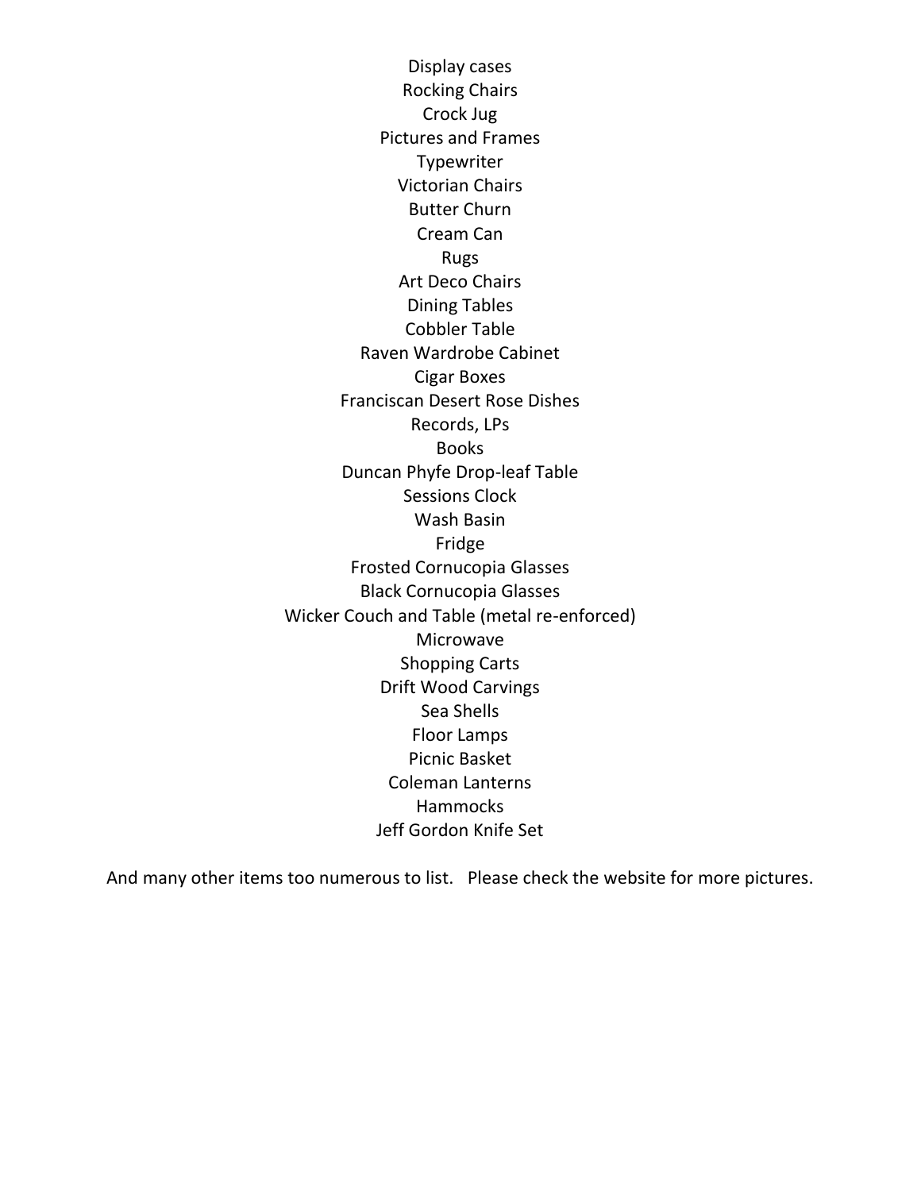Display cases
Rocking Chairs
Crock Jug
Pictures and Frames
Typewriter
Victorian Chairs
Butter Churn
Cream Can
Rugs
Art Deco Chairs
Dining Tables
Cobbler Table
Raven Wardrobe Cabinet
Cigar Boxes
Franciscan Desert Rose Dishes
Records, LPs
Books
Duncan Phyfe Drop-leaf Table
Sessions Clock
Wash Basin
Fridge
Frosted Cornucopia Glasses
Black Cornucopia Glasses
Wicker Couch and Table (metal re-enforced)
Microwave
Shopping Carts
Drift Wood Carvings
Sea Shells
Floor Lamps
Picnic Basket
Coleman Lanterns
Hammocks
Jeff Gordon Knife Set

And many other items too numerous to list. Please check the website for more pictures.